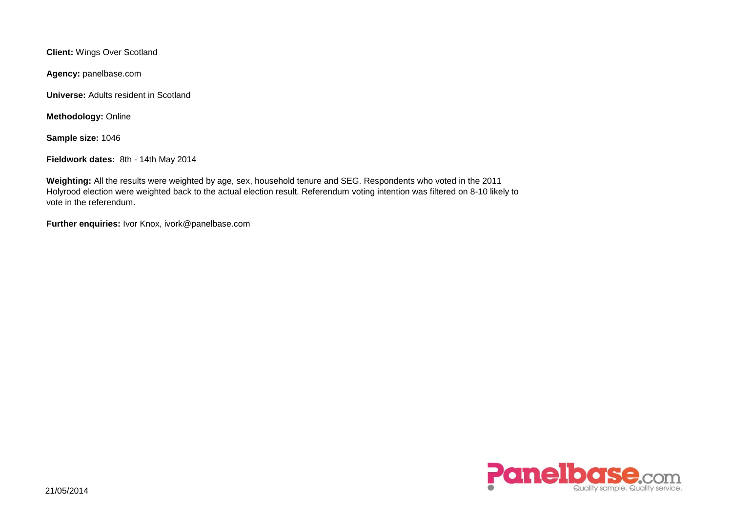**Client:** Wings Over Scotland

**Agency:** panelbase.com

**Universe:** Adults resident in Scotland

**Methodology:** Online

**Sample size:** 1046

**Fieldwork dates:** 8th - 14th May 2014

**Weighting:** All the results were weighted by age, sex, household tenure and SEG. Respondents who voted in the 2011 Holyrood election were weighted back to the actual election result. Referendum voting intention was filtered on 8-10 likely to vote in the referendum.

**Further enquiries:** Ivor Knox, ivork@panelbase.com

21/05/2014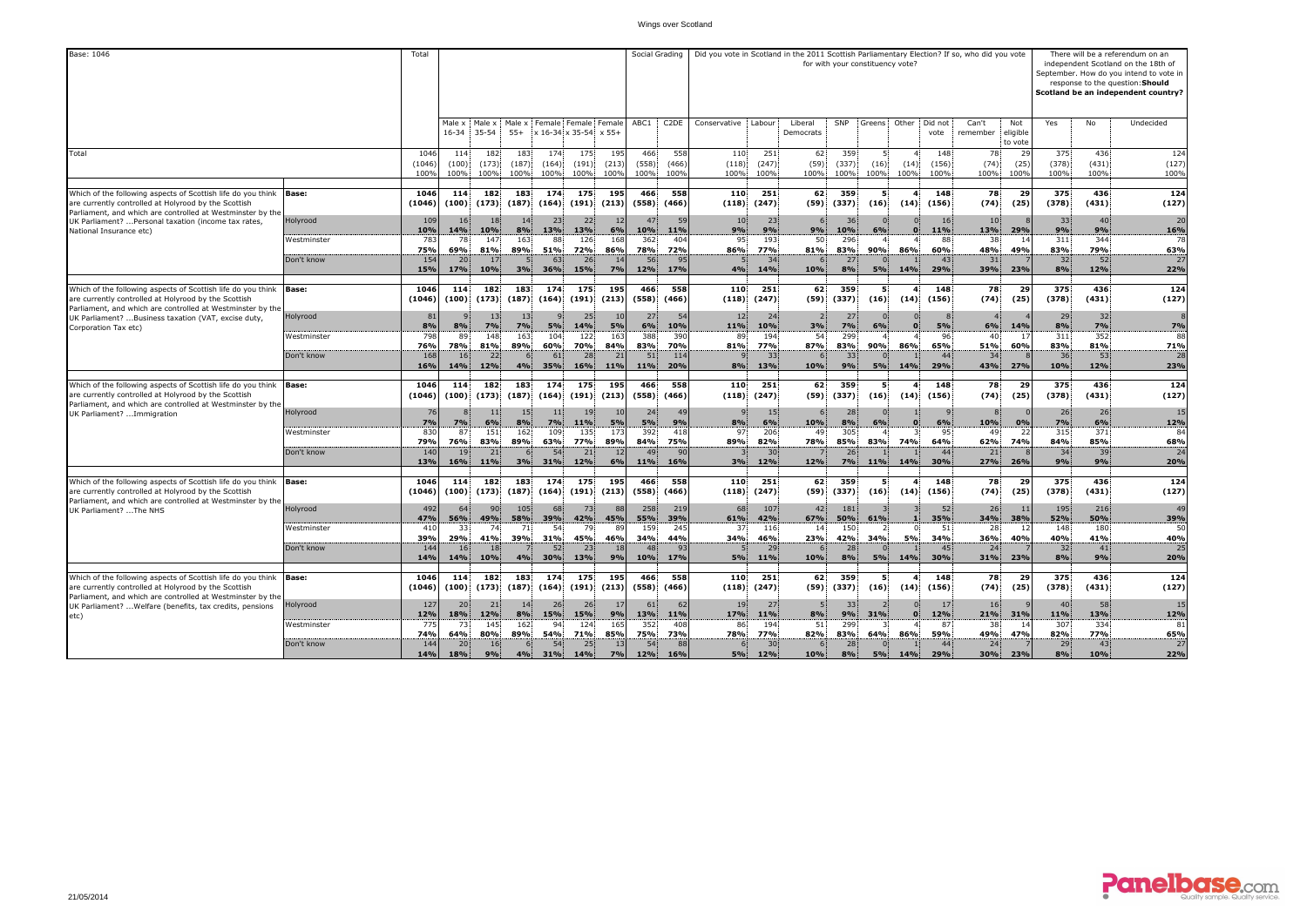| Base: 1046 | | Total | Male x 16-34 | Male x 35-54 | Male x 55+ | Female x 16-34 | Female x 35-54 | Female x 55+ | ABC1 | C2DE | Conservative | Labour | Liberal Democrats | SNP | Greens | Other | Did not vote | Can't remember | Not eligible to vote | Yes | No | Undecided |
|---|---|---|---|---|---|---|---|---|---|---|---|---|---|---|---|---|---|---|---|---|---|---|
| | | | Social Grading | | | | | | | | Did you vote in Scotland in the 2011 Scottish Parliamentary Election? If so, who did you vote for with your constituency vote? | | | | | | | | | There will be a referendum on an independent Scotland on the 18th of September. How do you intend to vote in response to the question: **Should Scotland be an independent country?** | | |
| Total | | 1046 | 114 | 182 | 183 | 174 | 175 | 195 | 466 | 558 | 110 | 251 | 62 | 359 | 5 | 4 | 148 | 78 | 29 | 375 | 436 | 124 |
| | | (1046) | (100) | (173) | (187) | (164) | (191) | (213) | (558) | (466) | (118) | (247) | (59) | (337) | (16) | (14) | (156) | (74) | (25) | (378) | (431) | (127) |
| | | 100% | 100% | 100% | 100% | 100% | 100% | 100% | 100% | 100% | 100% | 100% | 100% | 100% | 100% | 100% | 100% | 100% | 100% | 100% | 100% | 100% |
| Which of the following aspects of Scottish life do you think are currently controlled at Holyrood by the Scottish Parliament, and which are controlled at Westminster by the UK Parliament? ...Personal taxation (income tax rates, National Insurance etc) | **Base:** | **1046** | **114** | **182** | **183** | **174** | **175** | **195** | **466** | **558** | **110** | **251** | **62** | **359** | **5** | **4** | **148** | **78** | **29** | **375** | **436** | **124** |
| | | **(1046)** | **(100)** | **(173)** | **(187)** | **(164)** | **(191)** | **(213)** | **(558)** | **(466)** | **(118)** | **(247)** | **(59)** | **(337)** | **(16)** | **(14)** | **(156)** | **(74)** | **(25)** | **(378)** | **(431)** | **(127)** |
| | Holyrood | 109 | 16 | 18 | 14 | 23 | 22 | 12 | 47 | 59 | 10 | 23 | 6 | 36 | 0 | 0 | 16 | 10 | 8 | 33 | 40 | 20 |
| | | **10%** | **14%** | **10%** | **8%** | **13%** | **13%** | **6%** | **10%** | **11%** | **9%** | **9%** | **9%** | **10%** | **6%** | **0** | **11%** | **13%** | **29%** | **9%** | **9%** | **16%** |
| | Westminster | 783 | 78 | 147 | 163 | 88 | 126 | 168 | 362 | 404 | 95 | 193 | 50 | 296 | 4 | 4 | 88 | 38 | 14 | 311 | 344 | 78 |
| | | **75%** | **69%** | **81%** | **89%** | **51%** | **72%** | **86%** | **78%** | **72%** | **86%** | **77%** | **81%** | **83%** | **90%** | **86%** | **60%** | **48%** | **49%** | **83%** | **79%** | **63%** |
| | Don't know | 154 | 20 | 17 | 5 | 63 | 26 | 14 | 56 | 95 | 5 | 34 | 6 | 27 | 0 | 1 | 43 | 31 | 7 | 32 | 52 | 27 |
| | | **15%** | **17%** | **10%** | **3%** | **36%** | **15%** | **7%** | **12%** | **17%** | **4%** | **14%** | **10%** | **8%** | **5%** | **14%** | **29%** | **39%** | **23%** | **8%** | **12%** | **22%** |
| Which of the following aspects of Scottish life do you think are currently controlled at Holyrood by the Scottish Parliament, and which are controlled at Westminster by the UK Parliament? ...Business taxation (VAT, excise duty, Corporation Tax etc) | **Base:** | **1046** | **114** | **182** | **183** | **174** | **175** | **195** | **466** | **558** | **110** | **251** | **62** | **359** | **5** | **4** | **148** | **78** | **29** | **375** | **436** | **124** |
| | | **(1046)** | **(100)** | **(173)** | **(187)** | **(164)** | **(191)** | **(213)** | **(558)** | **(466)** | **(118)** | **(247)** | **(59)** | **(337)** | **(16)** | **(14)** | **(156)** | **(74)** | **(25)** | **(378)** | **(431)** | **(127)** |
| | Holyrood | 81 | 9 | 13 | 13 | 9 | 25 | 10 | 27 | 54 | 12 | 24 | 2 | 27 | 0 | 0 | 8 | 4 | 4 | 29 | 32 | 8 |
| | | **8%** | **8%** | **7%** | **7%** | **5%** | **14%** | **5%** | **6%** | **10%** | **11%** | **10%** | **3%** | **7%** | **6%** | **0** | **5%** | **6%** | **14%** | **8%** | **7%** | **7%** |
| | Westminster | 798 | 89 | 148 | 163 | 104 | 122 | 163 | 388 | 390 | 89 | 194 | 54 | 299 | 4 | 4 | 96 | 40 | 17 | 311 | 352 | 88 |
| | | **76%** | **78%** | **81%** | **89%** | **60%** | **70%** | **84%** | **83%** | **70%** | **81%** | **77%** | **87%** | **83%** | **90%** | **86%** | **65%** | **51%** | **60%** | **83%** | **81%** | **71%** |
| | Don't know | 168 | 16 | 22 | 6 | 61 | 28 | 21 | 51 | 114 | 9 | 33 | 6 | 33 | 0 | 1 | 44 | 34 | 8 | 36 | 53 | 28 |
| | | **16%** | **14%** | **12%** | **4%** | **35%** | **16%** | **11%** | **11%** | **20%** | **8%** | **13%** | **10%** | **9%** | **5%** | **14%** | **29%** | **43%** | **27%** | **10%** | **12%** | **23%** |
| Which of the following aspects of Scottish life do you think are currently controlled at Holyrood by the Scottish Parliament, and which are controlled at Westminster by the UK Parliament? ...Immigration | **Base:** | **1046** | **114** | **182** | **183** | **174** | **175** | **195** | **466** | **558** | **110** | **251** | **62** | **359** | **5** | **4** | **148** | **78** | **29** | **375** | **436** | **124** |
| | | **(1046)** | **(100)** | **(173)** | **(187)** | **(164)** | **(191)** | **(213)** | **(558)** | **(466)** | **(118)** | **(247)** | **(59)** | **(337)** | **(16)** | **(14)** | **(156)** | **(74)** | **(25)** | **(378)** | **(431)** | **(127)** |
| | Holyrood | 76 | 8 | 11 | 15 | 11 | 19 | 10 | 24 | 49 | 9 | 15 | 6 | 28 | 0 | 1 | 9 | 8 | 0 | 26 | 26 | 15 |
| | | **7%** | **7%** | **6%** | **8%** | **7%** | **11%** | **5%** | **5%** | **9%** | **8%** | **6%** | **10%** | **8%** | **6%** | **0** | **6%** | **10%** | **0%** | **7%** | **6%** | **12%** |
| | Westminster | 830 | 87 | 151 | 162 | 109 | 135 | 173 | 392 | 418 | 97 | 206 | 49 | 305 | 4 | 3 | 95 | 49 | 22 | 315 | 371 | 84 |
| | | **79%** | **76%** | **83%** | **89%** | **63%** | **77%** | **89%** | **84%** | **75%** | **89%** | **82%** | **78%** | **85%** | **83%** | **74%** | **64%** | **62%** | **74%** | **84%** | **85%** | **68%** |
| | Don't know | 140 | 19 | 21 | 6 | 54 | 21 | 12 | 49 | 90 | 3 | 30 | 7 | 26 | 1 | 1 | 44 | 21 | 8 | 34 | 39 | 24 |
| | | **13%** | **16%** | **11%** | **3%** | **31%** | **12%** | **6%** | **11%** | **16%** | **3%** | **12%** | **12%** | **7%** | **11%** | **14%** | **30%** | **27%** | **26%** | **9%** | **9%** | **20%** |
| Which of the following aspects of Scottish life do you think are currently controlled at Holyrood by the Scottish Parliament, and which are controlled at Westminster by the UK Parliament? ...The NHS | **Base:** | **1046** | **114** | **182** | **183** | **174** | **175** | **195** | **466** | **558** | **110** | **251** | **62** | **359** | **5** | **4** | **148** | **78** | **29** | **375** | **436** | **124** |
| | | **(1046)** | **(100)** | **(173)** | **(187)** | **(164)** | **(191)** | **(213)** | **(558)** | **(466)** | **(118)** | **(247)** | **(59)** | **(337)** | **(16)** | **(14)** | **(156)** | **(74)** | **(25)** | **(378)** | **(431)** | **(127)** |
| | Holyrood | 492 | 64 | 90 | 105 | 68 | 73 | 88 | 258 | 219 | 68 | 107 | 42 | 181 | 3 | 3 | 52 | 26 | 11 | 195 | 216 | 49 |
| | | **47%** | **56%** | **49%** | **58%** | **39%** | **42%** | **45%** | **55%** | **39%** | **61%** | **42%** | **67%** | **50%** | **61%** | **1** | **35%** | **34%** | **38%** | **52%** | **50%** | **39%** |
| | Westminster | 410 | 33 | 74 | 71 | 54 | 79 | 89 | 159 | 245 | 37 | 116 | 14 | 150 | 2 | 0 | 51 | 28 | 12 | 148 | 180 | 50 |
| | | **39%** | **29%** | **41%** | **39%** | **31%** | **45%** | **46%** | **34%** | **44%** | **34%** | **46%** | **23%** | **42%** | **34%** | **5%** | **34%** | **36%** | **40%** | **40%** | **41%** | **40%** |
| | Don't know | 144 | 16 | 18 | 7 | 52 | 23 | 18 | 48 | 93 | 5 | 29 | 6 | 28 | 0 | 1 | 45 | 24 | 7 | 32 | 41 | 25 |
| | | **14%** | **14%** | **10%** | **4%** | **30%** | **13%** | **9%** | **10%** | **17%** | **5%** | **11%** | **10%** | **8%** | **5%** | **14%** | **30%** | **31%** | **23%** | **8%** | **9%** | **20%** |
| Which of the following aspects of Scottish life do you think are currently controlled at Holyrood by the Scottish Parliament, and which are controlled at Westminster by the UK Parliament? ...Welfare (benefits, tax credits, pensions etc) | **Base:** | **1046** | **114** | **182** | **183** | **174** | **175** | **195** | **466** | **558** | **110** | **251** | **62** | **359** | **5** | **4** | **148** | **78** | **29** | **375** | **436** | **124** |
| | | **(1046)** | **(100)** | **(173)** | **(187)** | **(164)** | **(191)** | **(213)** | **(558)** | **(466)** | **(118)** | **(247)** | **(59)** | **(337)** | **(16)** | **(14)** | **(156)** | **(74)** | **(25)** | **(378)** | **(431)** | **(127)** |
| | Holyrood | 127 | 20 | 21 | 14 | 26 | 26 | 17 | 61 | 62 | 19 | 27 | 5 | 33 | 2 | 0 | 17 | 16 | 9 | 40 | 58 | 15 |
| | | **12%** | **18%** | **12%** | **8%** | **15%** | **15%** | **9%** | **13%** | **11%** | **17%** | **11%** | **8%** | **9%** | **31%** | **0** | **12%** | **21%** | **31%** | **11%** | **13%** | **12%** |
| | Westminster | 775 | 73 | 145 | 162 | 94 | 124 | 165 | 352 | 408 | 86 | 194 | 51 | 299 | 3 | 4 | 87 | 38 | 14 | 307 | 334 | 81 |
| | | **74%** | **64%** | **80%** | **89%** | **54%** | **71%** | **85%** | **75%** | **73%** | **78%** | **77%** | **82%** | **83%** | **64%** | **86%** | **59%** | **49%** | **47%** | **82%** | **77%** | **65%** |
| | Don't know | 144 | 20 | 16 | 6 | 54 | 25 | 13 | 54 | 88 | 6 | 30 | 6 | 28 | 0 | 1 | 44 | 24 | 7 | 29 | 43 | 27 |
| | | **14%** | **18%** | **9%** | **4%** | **31%** | **14%** | **7%** | **12%** | **16%** | **5%** | **12%** | **10%** | **8%** | **5%** | **14%** | **29%** | **30%** | **23%** | **8%** | **10%** | **22%** |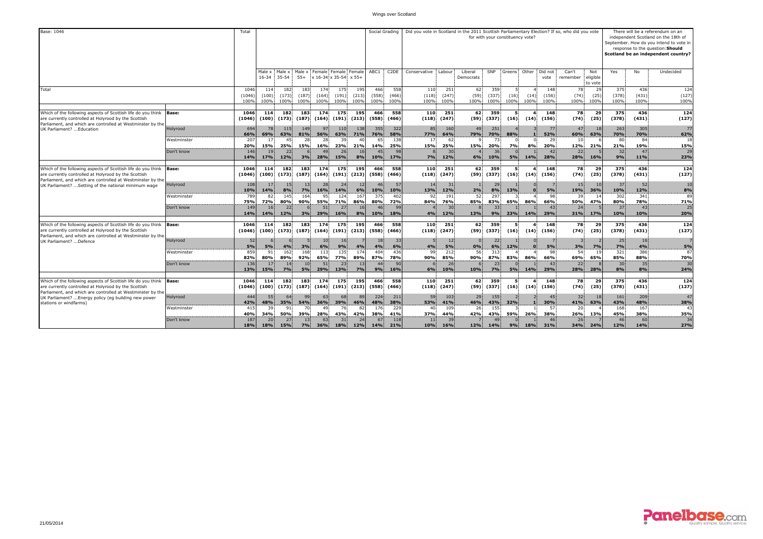| Base: 1046 | | Total | Male x 16-34 | Male x 35-54 | Male x 55+ | Female x 16-34 | Female x 35-54 | Female x 55+ | ABC1 | C2DE | Conservative | Labour | Liberal Democrats | SNP | Greens | Other | Did not vote | Can't remember | Not eligible to vote | Yes | No | Undecided |
|---|---|---|---|---|---|---|---|---|---|---|---|---|---|---|---|---|---|---|---|---|---|---|
| | | | | | | | | | Social Grading | | Did you vote in Scotland in the 2011 Scottish Parliamentary Election? If so, who did you vote for with your constituency vote? | | | | | | | | | There will be a referendum on an independent Scotland on the 18th of September. How do you intend to vote in response to the question: **Should Scotland be an independent country?** | | |
| Total | | 1046 | 114 | 182 | 183 | 174 | 175 | 195 | 466 | 558 | 110 | 251 | 62 | 359 | 5 | 4 | 148 | 78 | 29 | 375 | 436 | 124 |
| | | (1046) | (100) | (173) | (187) | (164) | (191) | (213) | (558) | (466) | (118) | (247) | (59) | (337) | (16) | (14) | (156) | (74) | (25) | (378) | (431) | (127) |
| | | 100% | 100% | 100% | 100% | 100% | 100% | 100% | 100% | 100% | 100% | 100% | 100% | 100% | 100% | 100% | 100% | 100% | 100% | 100% | 100% | 100% |
| Which of the following aspects of Scottish life do you think are currently controlled at Holyrood by the Scottish Parliament, and which are controlled at Westminster by the UK Parliament? ...Education | **Base:** | **1046** | **114** | **182** | **183** | **174** | **175** | **195** | **466** | **558** | **110** | **251** | **62** | **359** | **5** | **4** | **148** | **78** | **29** | **375** | **436** | **124** |
| | | **(1046)** | **(100)** | **(173)** | **(187)** | **(164)** | **(191)** | **(213)** | **(558)** | **(466)** | **(118)** | **(247)** | **(59)** | **(337)** | **(16)** | **(14)** | **(156)** | **(74)** | **(25)** | **(378)** | **(431)** | **(127)** |
| | Holyrood | 694 | 78 | 115 | 149 | 97 | 110 | 138 | 355 | 322 | 85 | 160 | 49 | 251 | 4 | 3 | 77 | 47 | 18 | 263 | 305 | 77 |
| | | **66%** | **69%** | **63%** | **81%** | **56%** | **63%** | **71%** | **76%** | **58%** | **77%** | **64%** | **79%** | **70%** | **88%** | **1** | **52%** | **60%** | **63%** | **70%** | **70%** | **62%** |
| | Westminster | 207 | 17 | 45 | 28 | 28 | 39 | 40 | 65 | 138 | 17 | 62 | 9 | 73 | 0 | 0 | 29 | 10 | 6 | 80 | 84 | 18 |
| | | **20%** | **15%** | **25%** | **15%** | **16%** | **23%** | **21%** | **14%** | **25%** | **15%** | **25%** | **15%** | **20%** | **7%** | **8%** | **20%** | **12%** | **21%** | **21%** | **19%** | **15%** |
| | Don't know | 146 | 19 | 22 | 6 | 49 | 26 | 16 | 45 | 98 | 8 | 30 | 4 | 36 | 0 | 1 | 42 | 22 | 5 | 32 | 47 | 29 |
| | | **14%** | **17%** | **12%** | **3%** | **28%** | **15%** | **8%** | **10%** | **17%** | **7%** | **12%** | **6%** | **10%** | **5%** | **14%** | **28%** | **28%** | **16%** | **9%** | **11%** | **23%** |
| Which of the following aspects of Scottish life do you think are currently controlled at Holyrood by the Scottish Parliament, and which are controlled at Westminster by the UK Parliament? ...Setting of the national minimum wage | **Base:** | **1046** | **114** | **182** | **183** | **174** | **175** | **195** | **466** | **558** | **110** | **251** | **62** | **359** | **5** | **4** | **148** | **78** | **29** | **375** | **436** | **124** |
| | | **(1046)** | **(100)** | **(173)** | **(187)** | **(164)** | **(191)** | **(213)** | **(558)** | **(466)** | **(118)** | **(247)** | **(59)** | **(337)** | **(16)** | **(14)** | **(156)** | **(74)** | **(25)** | **(378)** | **(431)** | **(127)** |
| | Holyrood | 108 | 17 | 15 | 13 | 28 | 24 | 12 | 46 | 57 | 14 | 31 | 1 | 29 | 1 | 0 | 7 | 15 | 10 | 37 | 52 | 10 |
| | | **10%** | **14%** | **8%** | **7%** | **16%** | **14%** | **6%** | **10%** | **10%** | **13%** | **12%** | **2%** | **8%** | **13%** | **0** | **5%** | **19%** | **36%** | **10%** | **12%** | **8%** |
| | Westminster | 789 | 82 | 145 | 164 | 95 | 124 | 167 | 375 | 402 | 92 | 191 | 52 | 297 | 3 | 4 | 98 | 39 | 14 | 302 | 341 | 89 |
| | | **75%** | **72%** | **80%** | **90%** | **55%** | **71%** | **86%** | **80%** | **72%** | **84%** | **76%** | **85%** | **83%** | **65%** | **86%** | **66%** | **50%** | **47%** | **80%** | **78%** | **71%** |
| | Don't know | 149 | 16 | 22 | 6 | 51 | 27 | 16 | 46 | 99 | 4 | 30 | 8 | 33 | 1 | 1 | 43 | 24 | 5 | 37 | 43 | 25 |
| | | **14%** | **14%** | **12%** | **3%** | **29%** | **16%** | **8%** | **10%** | **18%** | **4%** | **12%** | **13%** | **9%** | **23%** | **14%** | **29%** | **31%** | **17%** | **10%** | **10%** | **20%** |
| Which of the following aspects of Scottish life do you think are currently controlled at Holyrood by the Scottish Parliament, and which are controlled at Westminster by the UK Parliament? ...Defence | **Base:** | **1046** | **114** | **182** | **183** | **174** | **175** | **195** | **466** | **558** | **110** | **251** | **62** | **359** | **5** | **4** | **148** | **78** | **29** | **375** | **436** | **124** |
| | | **(1046)** | **(100)** | **(173)** | **(187)** | **(164)** | **(191)** | **(213)** | **(558)** | **(466)** | **(118)** | **(247)** | **(59)** | **(337)** | **(16)** | **(14)** | **(156)** | **(74)** | **(25)** | **(378)** | **(431)** | **(127)** |
| | Holyrood | 52 | 6 | 6 | 5 | 10 | 16 | 7 | 18 | 33 | 5 | 12 | 0 | 22 | 1 | 0 | 7 | 3 | 2 | 25 | 16 | 7 |
| | | **5%** | **5%** | **4%** | **3%** | **6%** | **9%** | **4%** | **4%** | **6%** | **4%** | **5%** | **0%** | **6%** | **12%** | **0** | **5%** | **3%** | **7%** | **7%** | **4%** | **5%** |
| | Westminster | 859 | 91 | 162 | 168 | 113 | 135 | 174 | 404 | 436 | 99 | 212 | 56 | 313 | 4 | 4 | 98 | 54 | 19 | 321 | 386 | 87 |
| | | **82%** | **80%** | **89%** | **92%** | **65%** | **77%** | **89%** | **87%** | **78%** | **90%** | **85%** | **90%** | **87%** | **83%** | **86%** | **66%** | **69%** | **65%** | **85%** | **88%** | **70%** |
| | Don't know | 136 | 17 | 14 | 10 | 51 | 23 | 13 | 44 | 90 | 6 | 26 | 6 | 23 | 0 | 1 | 43 | 22 | 8 | 30 | 35 | 30 |
| | | **13%** | **15%** | **7%** | **5%** | **29%** | **13%** | **7%** | **9%** | **16%** | **6%** | **10%** | **10%** | **7%** | **5%** | **14%** | **29%** | **28%** | **28%** | **8%** | **8%** | **24%** |
| Which of the following aspects of Scottish life do you think are currently controlled at Holyrood by the Scottish Parliament, and which are controlled at Westminster by the UK Parliament? ...Energy policy (eg building new power stations or windfarms) | **Base:** | **1046** | **114** | **182** | **183** | **174** | **175** | **195** | **466** | **558** | **110** | **251** | **62** | **359** | **5** | **4** | **148** | **78** | **29** | **375** | **436** | **124** |
| | | **(1046)** | **(100)** | **(173)** | **(187)** | **(164)** | **(191)** | **(213)** | **(558)** | **(466)** | **(118)** | **(247)** | **(59)** | **(337)** | **(16)** | **(14)** | **(156)** | **(74)** | **(25)** | **(378)** | **(431)** | **(127)** |
| | Holyrood | 444 | 55 | 64 | 99 | 63 | 68 | 89 | 224 | 211 | 59 | 103 | 29 | 155 | 2 | 2 | 45 | 32 | 18 | 161 | 209 | 47 |
| | | **42%** | **48%** | **35%** | **54%** | **36%** | **39%** | **46%** | **48%** | **38%** | **53%** | **41%** | **46%** | **43%** | **32%** | **1** | **30%** | **41%** | **63%** | **43%** | **48%** | **38%** |
| | Westminster | 415 | 39 | 91 | 70 | 49 | 76 | 82 | 176 | 229 | 40 | 109 | 26 | 155 | 3 | 1 | 57 | 20 | 4 | 168 | 167 | 43 |
| | | **40%** | **34%** | **50%** | **39%** | **28%** | **43%** | **42%** | **38%** | **41%** | **37%** | **44%** | **42%** | **43%** | **59%** | **26%** | **38%** | **26%** | **13%** | **45%** | **38%** | **35%** |
| | Don't know | 187 | 20 | 27 | 13 | 63 | 31 | 24 | 67 | 118 | 11 | 39 | 7 | 49 | 0 | 1 | 46 | 26 | 7 | 46 | 60 | 34 |
| | | **18%** | **18%** | **15%** | **7%** | **36%** | **18%** | **12%** | **14%** | **21%** | **10%** | **16%** | **12%** | **14%** | **9%** | **18%** | **31%** | **34%** | **24%** | **12%** | **14%** | **27%** |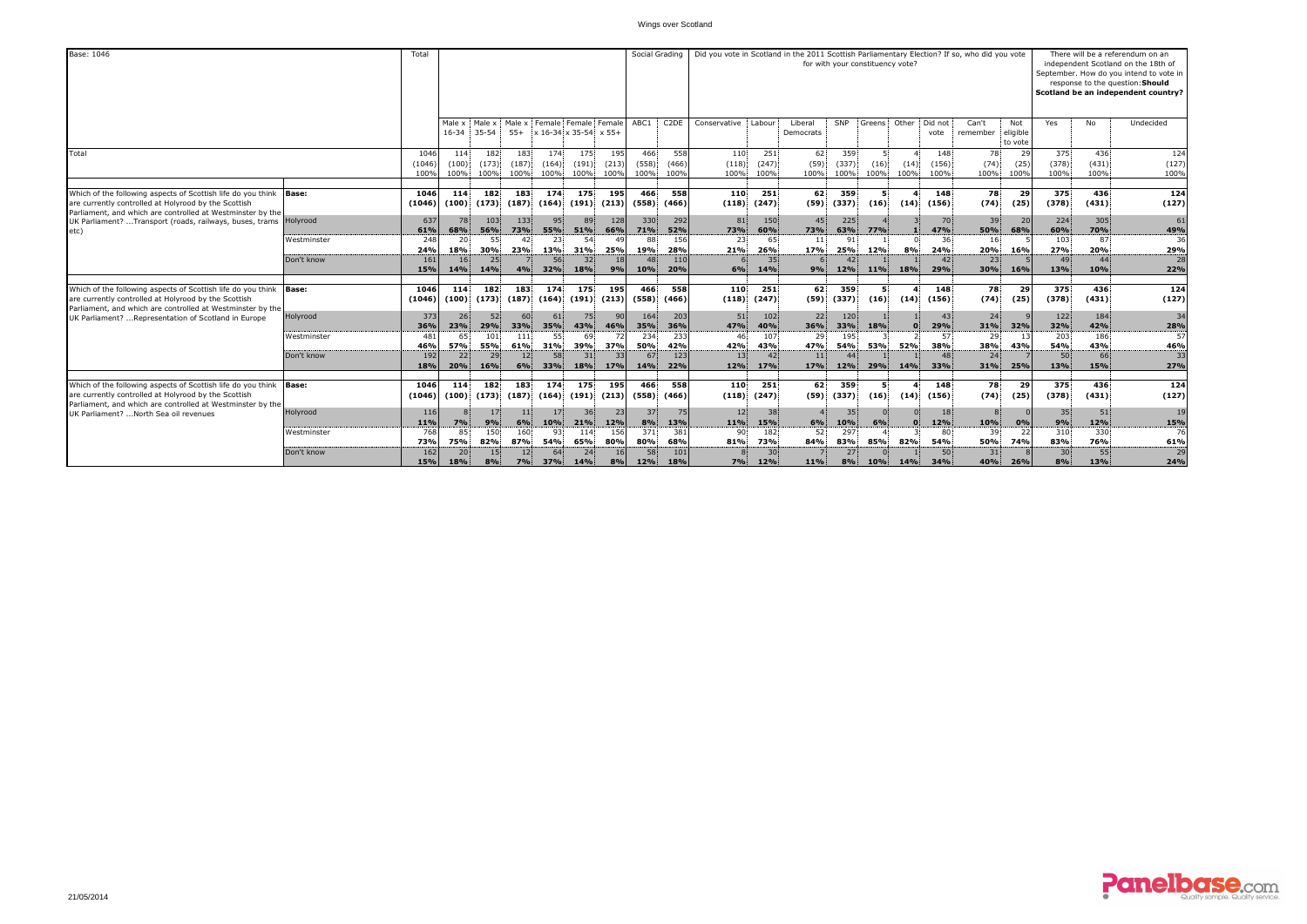Wings over Scotland

| Base: 1046 | | Total | Male x 16-34 | Male x 35-54 | Male x 55+ | Female x 16-34 | Female x 35-54 | Female x 55+ | Social Grading: ABC1 | C2DE | Did you vote in Scotland in the 2011 Scottish Parliamentary Election? If so, who did you vote for with your constituency vote?: Conservative | Labour | Liberal Democrats | SNP | Greens | Other | Did not vote | Can't remember | Not eligible to vote | There will be a referendum on an independent Scotland on the 18th of September. How do you intend to vote in response to the question: **Should Scotland be an independent country?**: Yes | No | Undecided |
|---|---|---|---|---|---|---|---|---|---|---|---|---|---|---|---|---|---|---|---|---|---|---|
| Total | | 1046 (1046) 100% | 114 (100) 100% | 182 (173) 100% | 183 (187) 100% | 174 (164) 100% | 175 (191) 100% | 195 (213) 100% | 466 (558) 100% | 558 (466) 100% | 110 (118) 100% | 251 (247) 100% | 62 (59) 100% | 359 (337) 100% | 5 (16) 100% | 4 (14) 100% | 148 (156) 100% | 78 (74) 100% | 29 (25) 100% | 375 (378) 100% | 436 (431) 100% | 124 (127) 100% |
| Which of the following aspects of Scottish life do you think are currently controlled at Holyrood by the Scottish Parliament, and which are controlled at Westminster by the UK Parliament? ...Transport (roads, railways, buses, trams etc) | **Base:** | **1046 (1046)** | **114 (100)** | **182 (173)** | **183 (187)** | **174 (164)** | **175 (191)** | **195 (213)** | **466 (558)** | **558 (466)** | **110 (118)** | **251 (247)** | **62 (59)** | **359 (337)** | **5 (16)** | **4 (14)** | **148 (156)** | **78 (74)** | **29 (25)** | **375 (378)** | **436 (431)** | **124 (127)** |
| | Holyrood | 637 **61%** | 78 **68%** | 103 **56%** | 133 **73%** | 95 **55%** | 89 **51%** | 128 **66%** | 330 **71%** | 292 **52%** | 81 **73%** | 150 **60%** | 45 **73%** | 225 **63%** | 4 **77%** | 3 **1** | 70 **47%** | 39 **50%** | 20 **68%** | 224 **60%** | 305 **70%** | 61 **49%** |
| | Westminster | 248 **24%** | 20 **18%** | 55 **30%** | 42 **23%** | 23 **13%** | 54 **31%** | 49 **25%** | 88 **19%** | 156 **28%** | 23 **21%** | 65 **26%** | 11 **17%** | 91 **25%** | 1 **12%** | 0 **8%** | 36 **24%** | 16 **20%** | 5 **16%** | 103 **27%** | 87 **20%** | 36 **29%** |
| | Don't know | 161 **15%** | 16 **14%** | 25 **14%** | 7 **4%** | 56 **32%** | 32 **18%** | 18 **9%** | 48 **10%** | 110 **20%** | 6 **6%** | 35 **14%** | 6 **9%** | 42 **12%** | 1 **11%** | 1 **18%** | 42 **29%** | 23 **30%** | 5 **16%** | 49 **13%** | 44 **10%** | 28 **22%** |
| Which of the following aspects of Scottish life do you think are currently controlled at Holyrood by the Scottish Parliament, and which are controlled at Westminster by the UK Parliament? ...Representation of Scotland in Europe | **Base:** | **1046 (1046)** | **114 (100)** | **182 (173)** | **183 (187)** | **174 (164)** | **175 (191)** | **195 (213)** | **466 (558)** | **558 (466)** | **110 (118)** | **251 (247)** | **62 (59)** | **359 (337)** | **5 (16)** | **4 (14)** | **148 (156)** | **78 (74)** | **29 (25)** | **375 (378)** | **436 (431)** | **124 (127)** |
| | Holyrood | 373 **36%** | 26 **23%** | 52 **29%** | 60 **33%** | 61 **35%** | 75 **43%** | 90 **46%** | 164 **35%** | 203 **36%** | 51 **47%** | 102 **40%** | 22 **36%** | 120 **33%** | 1 **18%** | 1 **0** | 43 **29%** | 24 **31%** | 9 **32%** | 122 **32%** | 184 **42%** | 34 **28%** |
| | Westminster | 481 **46%** | 65 **57%** | 101 **55%** | 111 **61%** | 55 **31%** | 69 **39%** | 72 **37%** | 234 **50%** | 233 **42%** | 46 **42%** | 107 **43%** | 29 **47%** | 195 **54%** | 3 **53%** | 2 **52%** | 57 **38%** | 29 **38%** | 13 **43%** | 203 **54%** | 186 **43%** | 57 **46%** |
| | Don't know | 192 **18%** | 22 **20%** | 29 **16%** | 12 **6%** | 58 **33%** | 31 **18%** | 33 **17%** | 67 **14%** | 123 **22%** | 13 **12%** | 42 **17%** | 11 **17%** | 44 **12%** | 1 **29%** | 1 **14%** | 48 **33%** | 24 **31%** | 7 **25%** | 50 **13%** | 66 **15%** | 33 **27%** |
| Which of the following aspects of Scottish life do you think are currently controlled at Holyrood by the Scottish Parliament, and which are controlled at Westminster by the UK Parliament? ...North Sea oil revenues | **Base:** | **1046 (1046)** | **114 (100)** | **182 (173)** | **183 (187)** | **174 (164)** | **175 (191)** | **195 (213)** | **466 (558)** | **558 (466)** | **110 (118)** | **251 (247)** | **62 (59)** | **359 (337)** | **5 (16)** | **4 (14)** | **148 (156)** | **78 (74)** | **29 (25)** | **375 (378)** | **436 (431)** | **124 (127)** |
| | Holyrood | 116 **11%** | 8 **7%** | 17 **9%** | 11 **6%** | 17 **10%** | 36 **21%** | 23 **12%** | 37 **8%** | 75 **13%** | 12 **11%** | 38 **15%** | 4 **6%** | 35 **10%** | 0 **6%** | 0 **0** | 18 **12%** | 8 **10%** | 0 **0%** | 35 **9%** | 51 **12%** | 19 **15%** |
| | Westminster | 768 **73%** | 85 **75%** | 150 **82%** | 160 **87%** | 93 **54%** | 114 **65%** | 156 **80%** | 371 **80%** | 381 **68%** | 90 **81%** | 182 **73%** | 52 **84%** | 297 **83%** | 4 **85%** | 3 **82%** | 80 **54%** | 39 **50%** | 22 **74%** | 310 **83%** | 330 **76%** | 76 **61%** |
| | Don't know | 162 **15%** | 20 **18%** | 15 **8%** | 12 **7%** | 64 **37%** | 24 **14%** | 16 **8%** | 58 **12%** | 101 **18%** | 8 **7%** | 30 **12%** | 7 **11%** | 27 **8%** | 0 **10%** | 1 **14%** | 50 **34%** | 31 **40%** | 8 **26%** | 30 **8%** | 55 **13%** | 29 **24%** |

21/05/2014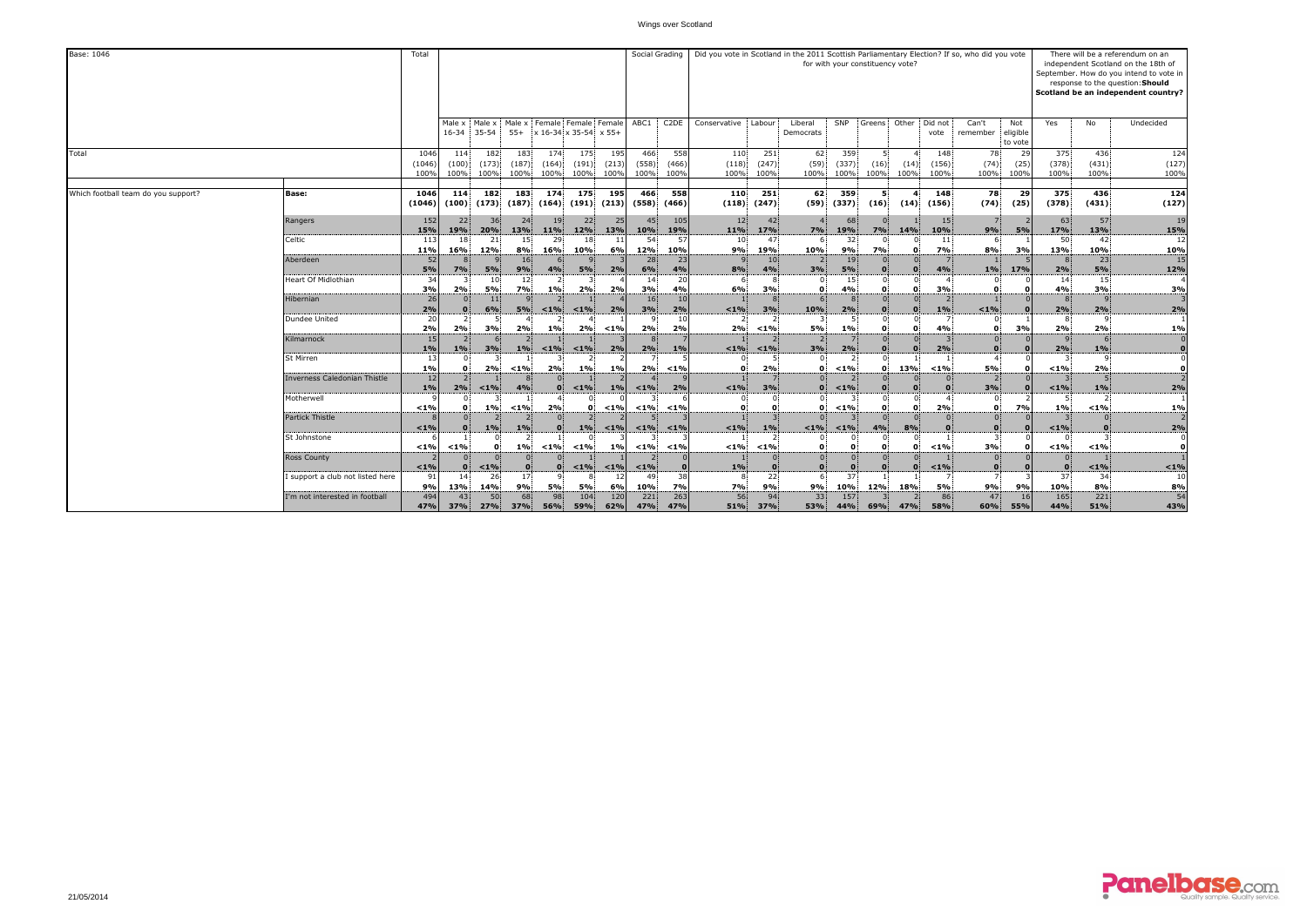| Base: 1046 | | Total | Male x 16-34 | Male x 35-54 | Male x 55+ | Female x 16-34 | Female x 35-54 | Female x 55+ | Social Grading ABC1 | C2DE | Did you vote in Scotland in the 2011 Scottish Parliamentary Election? If so, who did you vote for with your constituency vote? Conservative | Labour | Liberal Democrats | SNP | Greens | Other | Did not vote | Can't remember | Not eligible to vote | There will be a referendum on an independent Scotland on the 18th of September. How do you intend to vote in response to the question: **Should Scotland be an independent country?** Yes | No | Undecided |
|---|---|---|---|---|---|---|---|---|---|---|---|---|---|---|---|---|---|---|---|---|---|---|
| Total | | 1046 | 114 | 182 | 183 | 174 | 175 | 195 | 466 | 558 | 110 | 251 | 62 | 359 | 5 | 4 | 148 | 78 | 29 | 375 | 436 | 124 |
| | | (1046) | (100) | (173) | (187) | (164) | (191) | (213) | (558) | (466) | (118) | (247) | (59) | (337) | (16) | (14) | (156) | (74) | (25) | (378) | (431) | (127) |
| | | 100% | 100% | 100% | 100% | 100% | 100% | 100% | 100% | 100% | 100% | 100% | 100% | 100% | 100% | 100% | 100% | 100% | 100% | 100% | 100% | 100% |
| Which football team do you support? | **Base:** | **1046** | **114** | **182** | **183** | **174** | **175** | **195** | **466** | **558** | **110** | **251** | **62** | **359** | **5** | **4** | **148** | **78** | **29** | **375** | **436** | **124** |
| | | **(1046)** | **(100)** | **(173)** | **(187)** | **(164)** | **(191)** | **(213)** | **(558)** | **(466)** | **(118)** | **(247)** | **(59)** | **(337)** | **(16)** | **(14)** | **(156)** | **(74)** | **(25)** | **(378)** | **(431)** | **(127)** |
| | Rangers | 152 | 22 | 36 | 24 | 19 | 22 | 25 | 45 | 105 | 12 | 42 | 4 | 68 | 0 | 1 | 15 | 7 | 2 | 63 | 57 | 19 |
| | | **15%** | **19%** | **20%** | **13%** | **11%** | **12%** | **13%** | **10%** | **19%** | **11%** | **17%** | **7%** | **19%** | **7%** | **14%** | **10%** | **9%** | **5%** | **17%** | **13%** | **15%** |
| | Celtic | 113 | 18 | 21 | 15 | 29 | 18 | 11 | 54 | 57 | 10 | 47 | 6 | 32 | 0 | 0 | 11 | 6 | 1 | 50 | 42 | 12 |
| | | **11%** | **16%** | **12%** | **8%** | **16%** | **10%** | **6%** | **12%** | **10%** | **9%** | **19%** | **10%** | **9%** | **7%** | **0** | **7%** | **8%** | **3%** | **13%** | **10%** | **10%** |
| | Aberdeen | 52 | 8 | 9 | 16 | 6 | 9 | 3 | 28 | 23 | 9 | 10 | 2 | 19 | 0 | 0 | 7 | 1 | 5 | 8 | 23 | 15 |
| | | **5%** | **7%** | **5%** | **9%** | **4%** | **5%** | **2%** | **6%** | **4%** | **8%** | **4%** | **3%** | **5%** | **0** | **0** | **4%** | **1%** | **17%** | **2%** | **5%** | **12%** |
| | Heart Of Midlothian | 34 | 3 | 10 | 12 | 2 | 3 | 4 | 14 | 20 | 6 | 8 | 0 | 15 | 0 | 0 | 4 | 0 | 0 | 14 | 15 | 4 |
| | | **3%** | **2%** | **5%** | **7%** | **1%** | **2%** | **2%** | **3%** | **4%** | **6%** | **3%** | **0** | **4%** | **0** | **0** | **3%** | **0** | **0** | **4%** | **3%** | **3%** |
| | Hibernian | 26 | 0 | 11 | 9 | 2 | 1 | 4 | 16 | 10 | 1 | 8 | 6 | 8 | 0 | 0 | 2 | 1 | 0 | 8 | 9 | 3 |
| | | **2%** | **0** | **6%** | **5%** | **<1%** | **<1%** | **2%** | **3%** | **2%** | **<1%** | **3%** | **10%** | **2%** | **0** | **0** | **1%** | **<1%** | **0** | **2%** | **2%** | **2%** |
| | Dundee United | 20 | 2 | 5 | 4 | 2 | 4 | 1 | 9 | 10 | 2 | 2 | 3 | 5 | 0 | 0 | 7 | 0 | 1 | 8 | 9 | 1 |
| | | **2%** | **2%** | **3%** | **2%** | **1%** | **2%** | **<1%** | **2%** | **2%** | **2%** | **<1%** | **5%** | **1%** | **0** | **0** | **4%** | **0** | **3%** | **2%** | **2%** | **1%** |
| | Kilmarnock | 15 | 2 | 6 | 2 | 1 | 1 | 3 | 8 | 7 | 1 | 2 | 2 | 7 | 0 | 0 | 3 | 0 | 0 | 9 | 6 | 0 |
| | | **1%** | **1%** | **3%** | **1%** | **<1%** | **<1%** | **2%** | **2%** | **1%** | **<1%** | **<1%** | **3%** | **2%** | **0** | **0** | **2%** | **0** | **0** | **2%** | **1%** | **0** |
| | St Mirren | 13 | 0 | 3 | 1 | 3 | 2 | 2 | 7 | 5 | 0 | 5 | 0 | 2 | 0 | 1 | 1 | 4 | 0 | 3 | 9 | 0 |
| | | **1%** | **0** | **2%** | **<1%** | **2%** | **1%** | **1%** | **2%** | **<1%** | **0** | **2%** | **0** | **<1%** | **0** | **13%** | **<1%** | **5%** | **0** | **<1%** | **2%** | **0** |
| | Inverness Caledonian Thistle | 12 | 2 | 1 | 8 | 0 | 1 | 2 | 4 | 9 | 1 | 7 | 0 | 2 | 0 | 0 | 0 | 2 | 0 | 3 | 5 | 2 |
| | | **1%** | **2%** | **<1%** | **4%** | **0** | **<1%** | **1%** | **<1%** | **2%** | **<1%** | **3%** | **0** | **<1%** | **0** | **0** | **0** | **3%** | **0** | **<1%** | **1%** | **2%** |
| | Motherwell | 9 | 0 | 3 | 1 | 4 | 0 | 0 | 3 | 6 | 0 | 0 | 0 | 3 | 0 | 0 | 4 | 0 | 2 | 5 | 2 | 1 |
| | | **<1%** | **0** | **1%** | **<1%** | **2%** | **0** | **<1%** | **<1%** | **<1%** | **0** | **0** | **0** | **<1%** | **0** | **0** | **2%** | **0** | **7%** | **1%** | **<1%** | **1%** |
| | Partick Thistle | 8 | 0 | 2 | 2 | 0 | 2 | 2 | 5 | 3 | 1 | 3 | 0 | 3 | 0 | 0 | 0 | 0 | 0 | 3 | 0 | 2 |
| | | **<1%** | **0** | **1%** | **1%** | **0** | **1%** | **<1%** | **<1%** | **<1%** | **<1%** | **1%** | **<1%** | **<1%** | **4%** | **8%** | **0** | **0** | **0** | **<1%** | **0** | **2%** |
| | St Johnstone | 6 | 1 | 0 | 2 | 1 | 0 | 3 | 3 | 3 | 1 | 2 | 0 | 0 | 0 | 0 | 1 | 3 | 0 | 0 | 3 | 0 |
| | | **<1%** | **<1%** | **0** | **1%** | **<1%** | **<1%** | **1%** | **<1%** | **<1%** | **<1%** | **<1%** | **0** | **0** | **0** | **0** | **<1%** | **3%** | **0** | **<1%** | **<1%** | **0** |
| | Ross County | 2 | 0 | 0 | 0 | 0 | 1 | 1 | 2 | 0 | 1 | 0 | 0 | 0 | 0 | 0 | 1 | 0 | 0 | 0 | 1 | 1 |
| | | **<1%** | **0** | **<1%** | **0** | **0** | **<1%** | **<1%** | **<1%** | **0** | **1%** | **0** | **0** | **0** | **0** | **0** | **<1%** | **0** | **0** | **0** | **<1%** | **<1%** |
| | I support a club not listed here | 91 | 14 | 26 | 17 | 9 | 8 | 12 | 49 | 38 | 8 | 22 | 6 | 37 | 1 | 1 | 7 | 7 | 3 | 37 | 34 | 10 |
| | | **9%** | **13%** | **14%** | **9%** | **5%** | **5%** | **6%** | **10%** | **7%** | **7%** | **9%** | **9%** | **10%** | **12%** | **18%** | **5%** | **9%** | **9%** | **10%** | **8%** | **8%** |
| | I'm not interested in football | 494 | 43 | 50 | 68 | 98 | 104 | 120 | 221 | 263 | 56 | 94 | 33 | 157 | 3 | 2 | 86 | 47 | 16 | 165 | 221 | 54 |
| | | **47%** | **37%** | **27%** | **37%** | **56%** | **59%** | **62%** | **47%** | **47%** | **51%** | **37%** | **53%** | **44%** | **69%** | **47%** | **58%** | **60%** | **55%** | **44%** | **51%** | **43%** |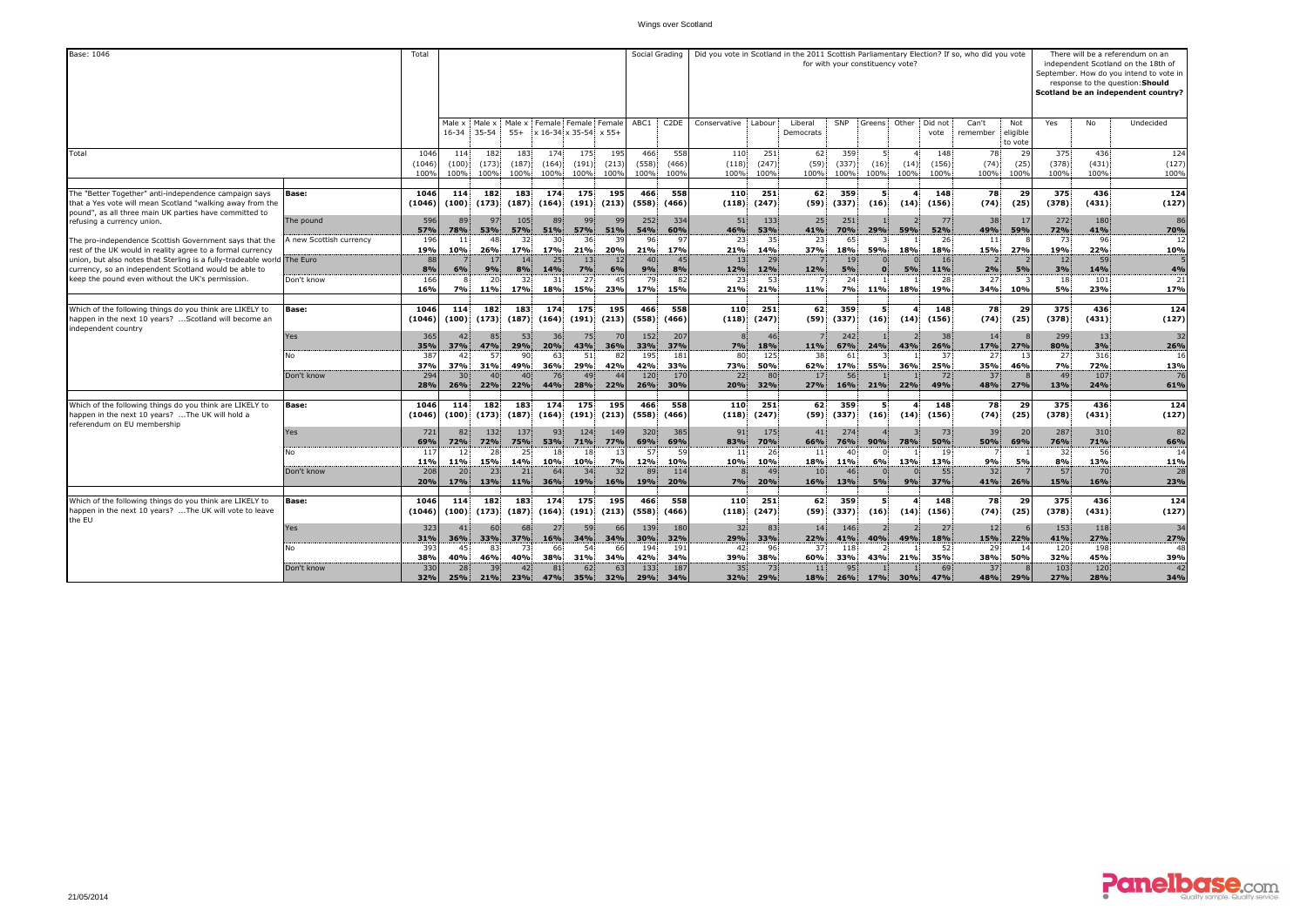| Base: 1046 | | Total | | | | | | | Social Grading | | Did you vote in Scotland in the 2011 Scottish Parliamentary Election? If so, who did you vote for with your constituency vote? | | | | | | | | | There will be a referendum on an independent Scotland on the 18th of September. How do you intend to vote in response to the question: **Should Scotland be an independent country?** | | |
|---|---|---|---|---|---|---|---|---|---|---|---|---|---|---|---|---|---|---|---|---|---|---|
| | | | Male x 16-34 | Male x 35-54 | Male x 55+ | Female x 16-34 | Female x 35-54 | Female x 55+ | ABC1 | C2DE | Conservative | Labour | Liberal Democrats | SNP | Greens | Other | Did not vote | Can't remember | Not eligible to vote | Yes | No | Undecided |
| Total | | 1046<br>(1046)<br>100% | 114<br>(100)<br>100% | 182<br>(173)<br>100% | 183<br>(187)<br>100% | 174<br>(164)<br>100% | 175<br>(191)<br>100% | 195<br>(213)<br>100% | 466<br>(558)<br>100% | 558<br>(466)<br>100% | 110<br>(118)<br>100% | 251<br>(247)<br>100% | 62<br>(59)<br>100% | 359<br>(337)<br>100% | 5<br>(16)<br>100% | 4<br>(14)<br>100% | 148<br>(156)<br>100% | 78<br>(74)<br>100% | 29<br>(25)<br>100% | 375<br>(378)<br>100% | 436<br>(431)<br>100% | 124<br>(127)<br>100% |
| The "Better Together" anti-independence campaign says that a Yes vote will mean Scotland "walking away from the pound", as all three main UK parties have committed to refusing a currency union. The pro-independence Scottish Government says that the rest of the UK would in reality agree to a formal currency union, but also notes that Sterling is a fully-tradeable world currency, so an independent Scotland would be able to keep the pound even without the UK's permission. | **Base:** | **1046<br>(1046)** | **114<br>(100)** | **182<br>(173)** | **183<br>(187)** | **174<br>(164)** | **175<br>(191)** | **195<br>(213)** | **466<br>(558)** | **558<br>(466)** | **110<br>(118)** | **251<br>(247)** | **62<br>(59)** | **359<br>(337)** | **5<br>(16)** | **4<br>(14)** | **148<br>(156)** | **78<br>(74)** | **29<br>(25)** | **375<br>(378)** | **436<br>(431)** | **124<br>(127)** |
| | The pound | 596<br>**57%** | 89<br>**78%** | 97<br>**53%** | 105<br>**57%** | 89<br>**51%** | 99<br>**57%** | 99<br>**51%** | 252<br>**54%** | 334<br>**60%** | 51<br>**46%** | 133<br>**53%** | 25<br>**41%** | 251<br>**70%** | 1<br>**29%** | 2<br>**59%** | 77<br>**52%** | 38<br>**49%** | 17<br>**59%** | 272<br>**72%** | 180<br>**41%** | 86<br>**70%** |
| | A new Scottish currency | 196<br>**19%** | 11<br>**10%** | 48<br>**26%** | 32<br>**17%** | 30<br>**17%** | 36<br>**21%** | 39<br>**20%** | 96<br>**21%** | 97<br>**17%** | 23<br>**21%** | 35<br>**14%** | 23<br>**37%** | 65<br>**18%** | 3<br>**59%** | 1<br>**18%** | 26<br>**18%** | 11<br>**15%** | 8<br>**27%** | 73<br>**19%** | 96<br>**22%** | 12<br>**10%** |
| | The Euro | 88<br>**8%** | 7<br>**6%** | 17<br>**9%** | 14<br>**8%** | 25<br>**14%** | 13<br>**7%** | 12<br>**6%** | 40<br>**9%** | 45<br>**8%** | 13<br>**12%** | 29<br>**12%** | 7<br>**12%** | 19<br>**5%** | 0<br>**0** | 0<br>**5%** | 16<br>**11%** | 2<br>**2%** | 2<br>**5%** | 12<br>**3%** | 59<br>**14%** | 5<br>**4%** |
| | Don't know | 166<br>**16%** | 8<br>**7%** | 20<br>**11%** | 32<br>**17%** | 31<br>**18%** | 27<br>**15%** | 45<br>**23%** | 79<br>**17%** | 82<br>**15%** | 23<br>**21%** | 53<br>**21%** | 7<br>**11%** | 24<br>**7%** | 1<br>**11%** | 1<br>**18%** | 28<br>**19%** | 27<br>**34%** | 3<br>**10%** | 18<br>**5%** | 101<br>**23%** | 21<br>**17%** |
| Which of the following things do you think are LIKELY to happen in the next 10 years? ...Scotland will become an independent country | **Base:** | **1046<br>(1046)** | **114<br>(100)** | **182<br>(173)** | **183<br>(187)** | **174<br>(164)** | **175<br>(191)** | **195<br>(213)** | **466<br>(558)** | **558<br>(466)** | **110<br>(118)** | **251<br>(247)** | **62<br>(59)** | **359<br>(337)** | **5<br>(16)** | **4<br>(14)** | **148<br>(156)** | **78<br>(74)** | **29<br>(25)** | **375<br>(378)** | **436<br>(431)** | **124<br>(127)** |
| | Yes | 365<br>**35%** | 42<br>**37%** | 85<br>**47%** | 53<br>**29%** | 36<br>**20%** | 75<br>**43%** | 70<br>**36%** | 152<br>**33%** | 207<br>**37%** | 8<br>**7%** | 46<br>**18%** | 7<br>**11%** | 242<br>**67%** | 1<br>**24%** | 2<br>**43%** | 38<br>**26%** | 14<br>**17%** | 8<br>**27%** | 299<br>**80%** | 13<br>**3%** | 32<br>**26%** |
| | No | 387<br>**37%** | 42<br>**37%** | 57<br>**31%** | 90<br>**49%** | 63<br>**36%** | 51<br>**29%** | 82<br>**42%** | 195<br>**42%** | 181<br>**33%** | 80<br>**73%** | 125<br>**50%** | 38<br>**62%** | 61<br>**17%** | 3<br>**55%** | 1<br>**36%** | 37<br>**25%** | 27<br>**35%** | 13<br>**46%** | 27<br>**7%** | 316<br>**72%** | 16<br>**13%** |
| | Don't know | 294<br>**28%** | 30<br>**26%** | 40<br>**22%** | 40<br>**22%** | 76<br>**44%** | 49<br>**28%** | 44<br>**22%** | 120<br>**26%** | 170<br>**30%** | 22<br>**20%** | 80<br>**32%** | 17<br>**27%** | 56<br>**16%** | 1<br>**21%** | 1<br>**22%** | 72<br>**49%** | 37<br>**48%** | 8<br>**27%** | 49<br>**13%** | 107<br>**24%** | 76<br>**61%** |
| Which of the following things do you think are LIKELY to happen in the next 10 years? ...The UK will hold a referendum on EU membership | **Base:** | **1046<br>(1046)** | **114<br>(100)** | **182<br>(173)** | **183<br>(187)** | **174<br>(164)** | **175<br>(191)** | **195<br>(213)** | **466<br>(558)** | **558<br>(466)** | **110<br>(118)** | **251<br>(247)** | **62<br>(59)** | **359<br>(337)** | **5<br>(16)** | **4<br>(14)** | **148<br>(156)** | **78<br>(74)** | **29<br>(25)** | **375<br>(378)** | **436<br>(431)** | **124<br>(127)** |
| | Yes | 721<br>**69%** | 82<br>**72%** | 132<br>**72%** | 137<br>**75%** | 93<br>**53%** | 124<br>**71%** | 149<br>**77%** | 320<br>**69%** | 385<br>**69%** | 91<br>**83%** | 175<br>**70%** | 41<br>**66%** | 274<br>**76%** | 4<br>**90%** | 3<br>**78%** | 73<br>**50%** | 39<br>**50%** | 20<br>**69%** | 287<br>**76%** | 310<br>**71%** | 82<br>**66%** |
| | No | 117<br>**11%** | 12<br>**11%** | 28<br>**15%** | 25<br>**14%** | 18<br>**10%** | 18<br>**10%** | 13<br>**7%** | 57<br>**12%** | 59<br>**10%** | 11<br>**10%** | 26<br>**10%** | 11<br>**18%** | 40<br>**11%** | 0<br>**6%** | 1<br>**13%** | 19<br>**13%** | 7<br>**9%** | 1<br>**5%** | 32<br>**8%** | 56<br>**13%** | 14<br>**11%** |
| | Don't know | 208<br>**20%** | 20<br>**17%** | 23<br>**13%** | 21<br>**11%** | 64<br>**36%** | 34<br>**19%** | 32<br>**16%** | 89<br>**19%** | 114<br>**20%** | 8<br>**7%** | 49<br>**20%** | 10<br>**16%** | 46<br>**13%** | 0<br>**5%** | 0<br>**9%** | 55<br>**37%** | 32<br>**41%** | 7<br>**26%** | 57<br>**15%** | 70<br>**16%** | 28<br>**23%** |
| Which of the following things do you think are LIKELY to happen in the next 10 years? ...The UK will vote to leave the EU | **Base:** | **1046<br>(1046)** | **114<br>(100)** | **182<br>(173)** | **183<br>(187)** | **174<br>(164)** | **175<br>(191)** | **195<br>(213)** | **466<br>(558)** | **558<br>(466)** | **110<br>(118)** | **251<br>(247)** | **62<br>(59)** | **359<br>(337)** | **5<br>(16)** | **4<br>(14)** | **148<br>(156)** | **78<br>(74)** | **29<br>(25)** | **375<br>(378)** | **436<br>(431)** | **124<br>(127)** |
| | Yes | 323<br>**31%** | 41<br>**36%** | 60<br>**33%** | 68<br>**37%** | 27<br>**16%** | 59<br>**34%** | 66<br>**34%** | 139<br>**30%** | 180<br>**32%** | 32<br>**29%** | 83<br>**33%** | 14<br>**22%** | 146<br>**41%** | 2<br>**40%** | 2<br>**49%** | 27<br>**18%** | 12<br>**15%** | 6<br>**22%** | 153<br>**41%** | 118<br>**27%** | 34<br>**27%** |
| | No | 393<br>**38%** | 45<br>**40%** | 83<br>**46%** | 73<br>**40%** | 66<br>**38%** | 54<br>**31%** | 66<br>**34%** | 194<br>**42%** | 191<br>**34%** | 42<br>**39%** | 96<br>**38%** | 37<br>**60%** | 118<br>**33%** | 2<br>**43%** | 1<br>**21%** | 52<br>**35%** | 29<br>**38%** | 14<br>**50%** | 120<br>**32%** | 198<br>**45%** | 48<br>**39%** |
| | Don't know | 330<br>**32%** | 28<br>**25%** | 39<br>**21%** | 42<br>**23%** | 81<br>**47%** | 62<br>**35%** | 63<br>**32%** | 133<br>**29%** | 187<br>**34%** | 35<br>**32%** | 73<br>**29%** | 11<br>**18%** | 95<br>**26%** | 1<br>**17%** | 1<br>**30%** | 69<br>**47%** | 37<br>**48%** | 8<br>**29%** | 103<br>**27%** | 120<br>**28%** | 42<br>**34%** |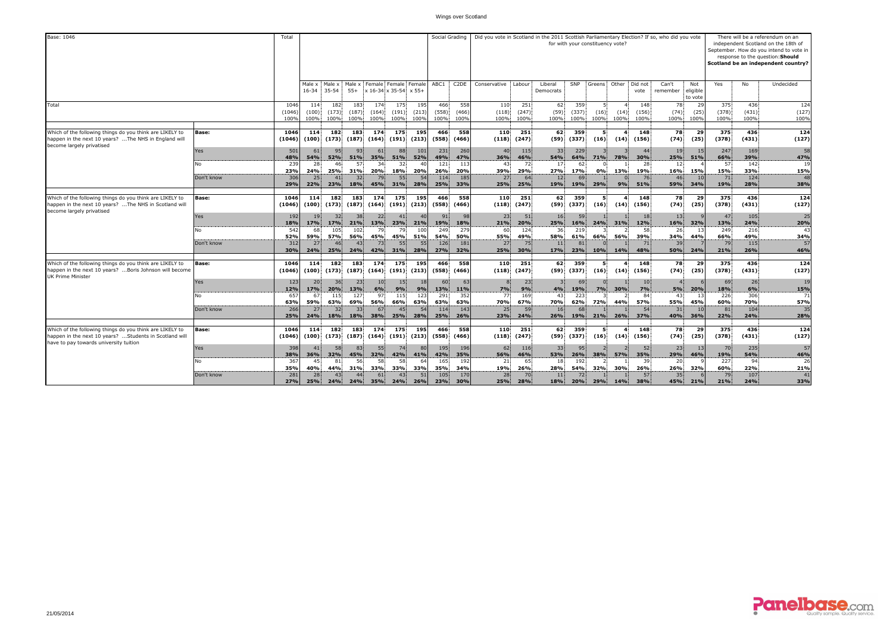Wings over Scotland

| Base: 1046 | | Total | Male x 16-34 | Male x 35-54 | Male x 55+ | Female x 16-34 | Female x 35-54 | Female x 55+ | ABC1 | C2DE | Conservative | Labour | Liberal Democrats | SNP | Greens | Other | Did not vote | Can't remember | Not eligible to vote | Yes | No | Undecided |
|---|---|---|---|---|---|---|---|---|---|---|---|---|---|---|---|---|---|---|---|---|---|---|
| | | | | | | | | | Social Grading | | Did you vote in Scotland in the 2011 Scottish Parliamentary Election? If so, who did you vote for with your constituency vote? | | | | | | | | | There will be a referendum on an independent Scotland on the 18th of September. How do you intend to vote in response to the question: **Should Scotland be an independent country?** | | |
| Total | | 1046 | 114 | 182 | 183 | 174 | 175 | 195 | 466 | 558 | 110 | 251 | 62 | 359 | 5 | 4 | 148 | 78 | 29 | 375 | 436 | 124 |
| | | (1046) | (100) | (173) | (187) | (164) | (191) | (213) | (558) | (466) | (118) | (247) | (59) | (337) | (16) | (14) | (156) | (74) | (25) | (378) | (431) | (127) |
| | | 100% | 100% | 100% | 100% | 100% | 100% | 100% | 100% | 100% | 100% | 100% | 100% | 100% | 100% | 100% | 100% | 100% | 100% | 100% | 100% | 100% |
| Which of the following things do you think are LIKELY to happen in the next 10 years? ...The NHS in England will become largely privatised | **Base:** | **1046** | **114** | **182** | **183** | **174** | **175** | **195** | **466** | **558** | **110** | **251** | **62** | **359** | **5** | **4** | **148** | **78** | **29** | **375** | **436** | **124** |
| | | **(1046)** | **(100)** | **(173)** | **(187)** | **(164)** | **(191)** | **(213)** | **(558)** | **(466)** | **(118)** | **(247)** | **(59)** | **(337)** | **(16)** | **(14)** | **(156)** | **(74)** | **(25)** | **(378)** | **(431)** | **(127)** |
| | Yes | 501 | 61 | 95 | 93 | 61 | 88 | 101 | 231 | 260 | 40 | 115 | 33 | 229 | 3 | 3 | 44 | 19 | 15 | 247 | 169 | 58 |
| | | **48%** | **54%** | **52%** | **51%** | **35%** | **51%** | **52%** | **49%** | **47%** | **36%** | **46%** | **54%** | **64%** | **71%** | **78%** | **30%** | **25%** | **51%** | **66%** | **39%** | **47%** |
| | No | 239 | 28 | 46 | 57 | 34 | 32 | 40 | 121 | 113 | 43 | 72 | 17 | 62 | 0 | 1 | 28 | 12 | 4 | 57 | 142 | 19 |
| | | **23%** | **24%** | **25%** | **31%** | **20%** | **18%** | **20%** | **26%** | **20%** | **39%** | **29%** | **27%** | **17%** | **0%** | **13%** | **19%** | **16%** | **15%** | **15%** | **33%** | **15%** |
| | Don't know | 306 | 25 | 41 | 32 | 79 | 55 | 54 | 114 | 185 | 27 | 64 | 12 | 69 | 1 | 0 | 76 | 46 | 10 | 71 | 124 | 48 |
| | | **29%** | **22%** | **23%** | **18%** | **45%** | **31%** | **28%** | **25%** | **33%** | **25%** | **25%** | **19%** | **19%** | **29%** | **9%** | **51%** | **59%** | **34%** | **19%** | **28%** | **38%** |
| Which of the following things do you think are LIKELY to happen in the next 10 years? ...The NHS in Scotland will become largely privatised | **Base:** | **1046** | **114** | **182** | **183** | **174** | **175** | **195** | **466** | **558** | **110** | **251** | **62** | **359** | **5** | **4** | **148** | **78** | **29** | **375** | **436** | **124** |
| | | **(1046)** | **(100)** | **(173)** | **(187)** | **(164)** | **(191)** | **(213)** | **(558)** | **(466)** | **(118)** | **(247)** | **(59)** | **(337)** | **(16)** | **(14)** | **(156)** | **(74)** | **(25)** | **(378)** | **(431)** | **(127)** |
| | Yes | 192 | 19 | 32 | 38 | 22 | 41 | 40 | 91 | 98 | 23 | 51 | 16 | 59 | 1 | 1 | 18 | 13 | 9 | 47 | 105 | 25 |
| | | **18%** | **17%** | **17%** | **21%** | **13%** | **23%** | **21%** | **19%** | **18%** | **21%** | **20%** | **25%** | **16%** | **24%** | **31%** | **12%** | **16%** | **32%** | **13%** | **24%** | **20%** |
| | No | 542 | 68 | 105 | 102 | 79 | 79 | 100 | 249 | 279 | 60 | 124 | 36 | 219 | 3 | 2 | 58 | 26 | 13 | 249 | 216 | 43 |
| | | **52%** | **59%** | **57%** | **56%** | **45%** | **45%** | **51%** | **54%** | **50%** | **55%** | **49%** | **58%** | **61%** | **66%** | **56%** | **39%** | **34%** | **44%** | **66%** | **49%** | **34%** |
| | Don't know | 312 | 27 | 46 | 43 | 73 | 55 | 55 | 126 | 181 | 27 | 75 | 11 | 81 | 0 | 1 | 71 | 39 | 7 | 79 | 115 | 57 |
| | | **30%** | **24%** | **25%** | **24%** | **42%** | **31%** | **28%** | **27%** | **32%** | **25%** | **30%** | **17%** | **23%** | **10%** | **14%** | **48%** | **50%** | **24%** | **21%** | **26%** | **46%** |
| Which of the following things do you think are LIKELY to happen in the next 10 years? ...Boris Johnson will become UK Prime Minister | **Base:** | **1046** | **114** | **182** | **183** | **174** | **175** | **195** | **466** | **558** | **110** | **251** | **62** | **359** | **5** | **4** | **148** | **78** | **29** | **375** | **436** | **124** |
| | | **(1046)** | **(100)** | **(173)** | **(187)** | **(164)** | **(191)** | **(213)** | **(558)** | **(466)** | **(118)** | **(247)** | **(59)** | **(337)** | **(16)** | **(14)** | **(156)** | **(74)** | **(25)** | **(378)** | **(431)** | **(127)** |
| | Yes | 123 | 20 | 36 | 23 | 10 | 15 | 18 | 60 | 63 | 8 | 23 | 3 | 69 | 0 | 1 | 10 | 4 | 6 | 69 | 26 | 19 |
| | | **12%** | **17%** | **20%** | **13%** | **6%** | **9%** | **9%** | **13%** | **11%** | **7%** | **9%** | **4%** | **19%** | **7%** | **30%** | **7%** | **5%** | **20%** | **18%** | **6%** | **15%** |
| | No | 657 | 67 | 115 | 127 | 97 | 115 | 123 | 291 | 352 | 77 | 169 | 43 | 223 | 3 | 2 | 84 | 43 | 13 | 226 | 306 | 71 |
| | | **63%** | **59%** | **63%** | **69%** | **56%** | **66%** | **63%** | **63%** | **63%** | **70%** | **67%** | **70%** | **62%** | **72%** | **44%** | **57%** | **55%** | **45%** | **60%** | **70%** | **57%** |
| | Don't know | 266 | 27 | 32 | 33 | 67 | 45 | 54 | 114 | 143 | 25 | 59 | 16 | 68 | 1 | 1 | 54 | 31 | 10 | 81 | 104 | 35 |
| | | **25%** | **24%** | **18%** | **18%** | **38%** | **25%** | **28%** | **25%** | **26%** | **23%** | **24%** | **26%** | **19%** | **21%** | **26%** | **37%** | **40%** | **36%** | **22%** | **24%** | **28%** |
| Which of the following things do you think are LIKELY to happen in the next 10 years? ...Students in Scotland will have to pay towards university tuition | **Base:** | **1046** | **114** | **182** | **183** | **174** | **175** | **195** | **466** | **558** | **110** | **251** | **62** | **359** | **5** | **4** | **148** | **78** | **29** | **375** | **436** | **124** |
| | | **(1046)** | **(100)** | **(173)** | **(187)** | **(164)** | **(191)** | **(213)** | **(558)** | **(466)** | **(118)** | **(247)** | **(59)** | **(337)** | **(16)** | **(14)** | **(156)** | **(74)** | **(25)** | **(378)** | **(431)** | **(127)** |
| | Yes | 398 | 41 | 58 | 83 | 55 | 74 | 80 | 195 | 196 | 62 | 116 | 33 | 95 | 2 | 2 | 52 | 23 | 13 | 70 | 235 | 57 |
| | | **38%** | **36%** | **32%** | **45%** | **32%** | **42%** | **41%** | **42%** | **35%** | **56%** | **46%** | **53%** | **26%** | **38%** | **57%** | **35%** | **29%** | **46%** | **19%** | **54%** | **46%** |
| | No | 367 | 45 | 81 | 56 | 58 | 58 | 64 | 165 | 192 | 21 | 65 | 18 | 192 | 2 | 1 | 39 | 20 | 9 | 227 | 94 | 26 |
| | | **35%** | **40%** | **44%** | **31%** | **33%** | **33%** | **33%** | **35%** | **34%** | **19%** | **26%** | **28%** | **54%** | **32%** | **30%** | **26%** | **26%** | **32%** | **60%** | **22%** | **21%** |
| | Don't know | 281 | 28 | 43 | 44 | 61 | 43 | 51 | 105 | 170 | 28 | 70 | 11 | 72 | 1 | 1 | 57 | 35 | 6 | 79 | 107 | 41 |
| | | **27%** | **25%** | **24%** | **24%** | **35%** | **24%** | **26%** | **23%** | **30%** | **25%** | **28%** | **18%** | **20%** | **29%** | **14%** | **38%** | **45%** | **21%** | **21%** | **24%** | **33%** |

21/05/2014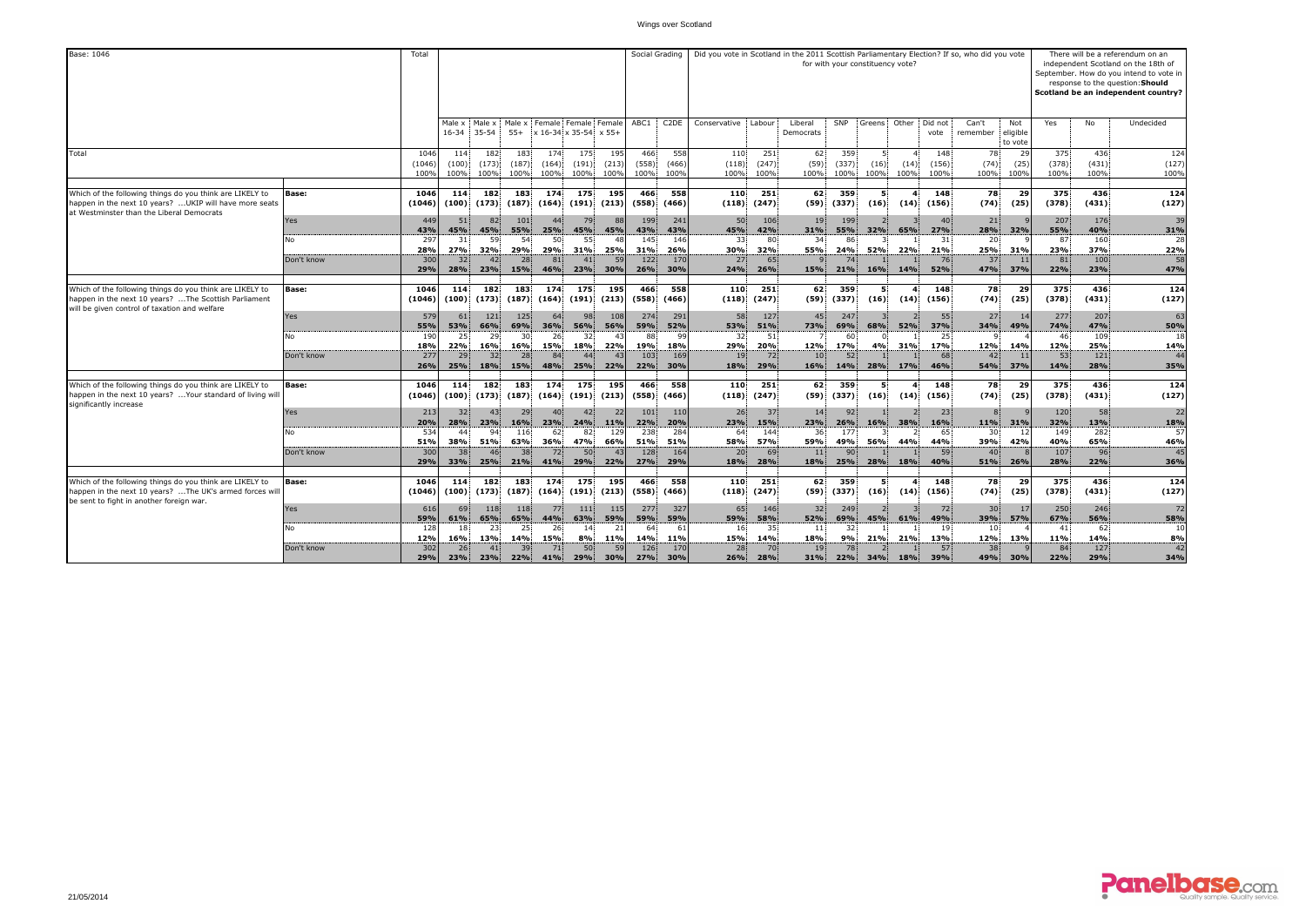| Base: 1046 | | Total | Male x 16-34 | Male x 35-54 | Male x 55+ | Female x 16-34 | Female x 35-54 | Female x 55+ | ABC1 | C2DE | Conservative | Labour | Liberal Democrats | SNP | Greens | Other | Did not vote | Can't remember | Not eligible to vote | Yes | No | Undecided |
|---|---|---|---|---|---|---|---|---|---|---|---|---|---|---|---|---|---|---|---|---|---|---|
| | | | | | | | | | Social Grading | | Did you vote in Scotland in the 2011 Scottish Parliamentary Election? If so, who did you vote for with your constituency vote? | | | | | | | | | There will be a referendum on an independent Scotland on the 18th of September. How do you intend to vote in response to the question: **Should Scotland be an independent country?** | | |
| Total | | 1046 (1046) 100% | 114 (100) 100% | 182 (173) 100% | 183 (187) 100% | 174 (164) 100% | 175 (191) 100% | 195 (213) 100% | 466 (558) 100% | 558 (466) 100% | 110 (118) 100% | 251 (247) 100% | 62 (59) 100% | 359 (337) 100% | 5 (16) 100% | 4 (14) 100% | 148 (156) 100% | 78 (74) 100% | 29 (25) 100% | 375 (378) 100% | 436 (431) 100% | 124 (127) 100% |
| Which of the following things do you think are LIKELY to happen in the next 10 years? ...UKIP will have more seats at Westminster than the Liberal Democrats | **Base:** | **1046 (1046)** | **114 (100)** | **182 (173)** | **183 (187)** | **174 (164)** | **175 (191)** | **195 (213)** | **466 (558)** | **558 (466)** | **110 (118)** | **251 (247)** | **62 (59)** | **359 (337)** | **5 (16)** | **4 (14)** | **148 (156)** | **78 (74)** | **29 (25)** | **375 (378)** | **436 (431)** | **124 (127)** |
| | Yes | 449 **43%** | 51 **45%** | 82 **45%** | 101 **55%** | 44 **25%** | 79 **45%** | 88 **45%** | 199 **43%** | 241 **43%** | 50 **45%** | 106 **42%** | 19 **31%** | 199 **55%** | 2 **32%** | 3 **65%** | 40 **27%** | 21 **28%** | 9 **32%** | 207 **55%** | 176 **40%** | 39 **31%** |
| | No | 297 **28%** | 31 **27%** | 59 **32%** | 54 **29%** | 50 **29%** | 55 **31%** | 48 **25%** | 145 **31%** | 146 **26%** | 33 **30%** | 80 **32%** | 34 **55%** | 86 **24%** | 3 **52%** | 1 **22%** | 31 **21%** | 20 **25%** | 9 **31%** | 87 **23%** | 160 **37%** | 28 **22%** |
| | Don't know | 300 **29%** | 32 **28%** | 42 **23%** | 28 **15%** | 81 **46%** | 41 **23%** | 59 **30%** | 122 **26%** | 170 **30%** | 27 **24%** | 65 **26%** | 9 **15%** | 74 **21%** | 1 **16%** | 1 **14%** | 76 **52%** | 37 **47%** | 11 **37%** | 81 **22%** | 100 **23%** | 58 **47%** |
| Which of the following things do you think are LIKELY to happen in the next 10 years? ...The Scottish Parliament will be given control of taxation and welfare | **Base:** | **1046 (1046)** | **114 (100)** | **182 (173)** | **183 (187)** | **174 (164)** | **175 (191)** | **195 (213)** | **466 (558)** | **558 (466)** | **110 (118)** | **251 (247)** | **62 (59)** | **359 (337)** | **5 (16)** | **4 (14)** | **148 (156)** | **78 (74)** | **29 (25)** | **375 (378)** | **436 (431)** | **124 (127)** |
| | Yes | 579 **55%** | 61 **53%** | 121 **66%** | 125 **69%** | 64 **36%** | 98 **56%** | 108 **56%** | 274 **59%** | 291 **52%** | 58 **53%** | 127 **51%** | 45 **73%** | 247 **69%** | 3 **68%** | 2 **52%** | 55 **37%** | 27 **34%** | 14 **49%** | 277 **74%** | 207 **47%** | 63 **50%** |
| | No | 190 **18%** | 25 **22%** | 29 **16%** | 30 **16%** | 26 **15%** | 32 **18%** | 43 **22%** | 88 **19%** | 99 **18%** | 32 **29%** | 51 **20%** | 7 **12%** | 60 **17%** | 0 **4%** | 1 **31%** | 25 **17%** | 9 **12%** | 4 **14%** | 46 **12%** | 109 **25%** | 18 **14%** |
| | Don't know | 277 **26%** | 29 **25%** | 32 **18%** | 28 **15%** | 84 **48%** | 44 **25%** | 43 **22%** | 103 **22%** | 169 **30%** | 19 **18%** | 72 **29%** | 10 **16%** | 52 **14%** | 1 **28%** | 1 **17%** | 68 **46%** | 42 **54%** | 11 **37%** | 53 **14%** | 121 **28%** | 44 **35%** |
| Which of the following things do you think are LIKELY to happen in the next 10 years? ...Your standard of living will significantly increase | **Base:** | **1046 (1046)** | **114 (100)** | **182 (173)** | **183 (187)** | **174 (164)** | **175 (191)** | **195 (213)** | **466 (558)** | **558 (466)** | **110 (118)** | **251 (247)** | **62 (59)** | **359 (337)** | **5 (16)** | **4 (14)** | **148 (156)** | **78 (74)** | **29 (25)** | **375 (378)** | **436 (431)** | **124 (127)** |
| | Yes | 213 **20%** | 32 **28%** | 43 **23%** | 29 **16%** | 40 **23%** | 42 **24%** | 22 **11%** | 101 **22%** | 110 **20%** | 26 **23%** | 37 **15%** | 14 **23%** | 92 **26%** | 1 **16%** | 2 **38%** | 23 **16%** | 8 **11%** | 9 **31%** | 120 **32%** | 58 **13%** | 22 **18%** |
| | No | 534 **51%** | 44 **38%** | 94 **51%** | 116 **63%** | 62 **36%** | 82 **47%** | 129 **66%** | 238 **51%** | 284 **51%** | 64 **58%** | 144 **57%** | 36 **59%** | 177 **49%** | 3 **56%** | 2 **44%** | 65 **44%** | 30 **39%** | 12 **42%** | 149 **40%** | 282 **65%** | 57 **46%** |
| | Don't know | 300 **29%** | 38 **33%** | 46 **25%** | 38 **21%** | 72 **41%** | 50 **29%** | 43 **22%** | 128 **27%** | 164 **29%** | 20 **18%** | 69 **28%** | 11 **18%** | 90 **25%** | 1 **28%** | 1 **18%** | 59 **40%** | 40 **51%** | 8 **26%** | 107 **28%** | 96 **22%** | 45 **36%** |
| Which of the following things do you think are LIKELY to happen in the next 10 years? ...The UK's armed forces will be sent to fight in another foreign war. | **Base:** | **1046 (1046)** | **114 (100)** | **182 (173)** | **183 (187)** | **174 (164)** | **175 (191)** | **195 (213)** | **466 (558)** | **558 (466)** | **110 (118)** | **251 (247)** | **62 (59)** | **359 (337)** | **5 (16)** | **4 (14)** | **148 (156)** | **78 (74)** | **29 (25)** | **375 (378)** | **436 (431)** | **124 (127)** |
| | Yes | 616 **59%** | 69 **61%** | 118 **65%** | 118 **65%** | 77 **44%** | 111 **63%** | 115 **59%** | 277 **59%** | 327 **59%** | 65 **59%** | 146 **58%** | 32 **52%** | 249 **69%** | 2 **45%** | 3 **61%** | 72 **49%** | 30 **39%** | 17 **57%** | 250 **67%** | 246 **56%** | 72 **58%** |
| | No | 128 **12%** | 18 **16%** | 23 **13%** | 25 **14%** | 26 **15%** | 14 **8%** | 21 **11%** | 64 **14%** | 61 **11%** | 16 **15%** | 35 **14%** | 11 **18%** | 32 **9%** | 1 **21%** | 1 **21%** | 19 **13%** | 10 **12%** | 4 **13%** | 41 **11%** | 62 **14%** | 10 **8%** |
| | Don't know | 302 **29%** | 26 **23%** | 41 **23%** | 39 **22%** | 71 **41%** | 50 **29%** | 59 **30%** | 126 **27%** | 170 **30%** | 28 **26%** | 70 **28%** | 19 **31%** | 78 **22%** | 2 **34%** | 1 **18%** | 57 **39%** | 38 **49%** | 9 **30%** | 84 **22%** | 127 **29%** | 42 **34%** |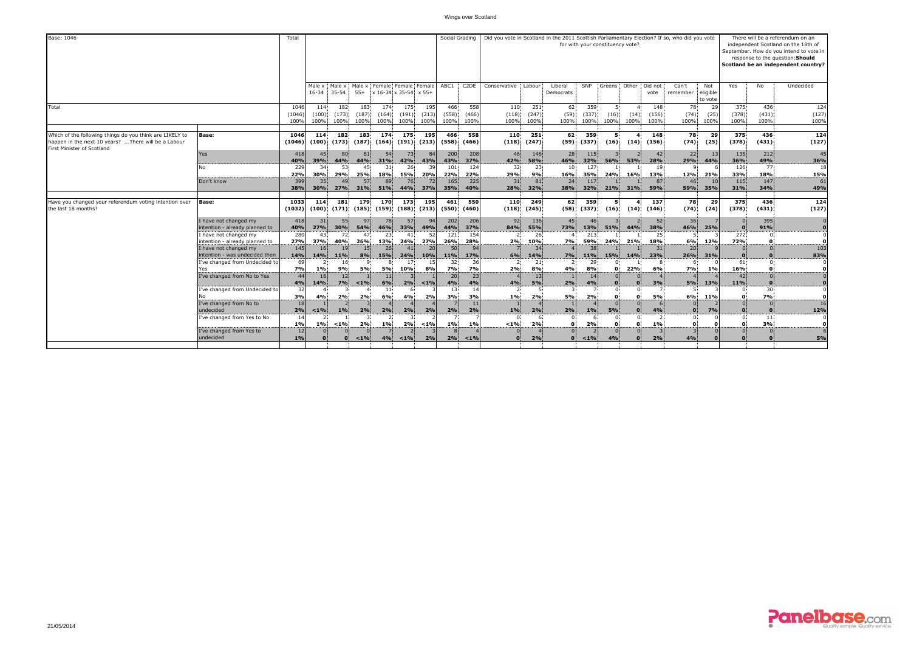| Base: 1046 | | Total | Male x 16-34 | Male x 35-54 | Male x 55+ | Female x 16-34 | Female x 35-54 | Female x 55+ | ABC1 | C2DE | Conservative | Labour | Liberal Democrats | SNP | Greens | Other | Did not vote | Can't remember | Not eligible to vote | Yes | No | Undecided |
|---|---|---|---|---|---|---|---|---|---|---|---|---|---|---|---|---|---|---|---|---|---|---|
| | | | | | | | | | Social Grading | | Did you vote in Scotland in the 2011 Scottish Parliamentary Election? If so, who did you vote for with your constituency vote? | | | | | | | | | There will be a referendum on an independent Scotland on the 18th of September. How do you intend to vote in response to the question: **Should Scotland be an independent country?** | | |
| Total | | 1046 | 114 | 182 | 183 | 174 | 175 | 195 | 466 | 558 | 110 | 251 | 62 | 359 | 5 | 4 | 148 | 78 | 29 | 375 | 436 | 124 |
| | | (1046) | (100) | (173) | (187) | (164) | (191) | (213) | (558) | (466) | (118) | (247) | (59) | (337) | (16) | (14) | (156) | (74) | (25) | (378) | (431) | (127) |
| | | 100% | 100% | 100% | 100% | 100% | 100% | 100% | 100% | 100% | 100% | 100% | 100% | 100% | 100% | 100% | 100% | 100% | 100% | 100% | 100% | 100% |
| Which of the following things do you think are LIKELY to happen in the next 10 years? ...There will be a Labour First Minister of Scotland | **Base:** | **1046** | **114** | **182** | **183** | **174** | **175** | **195** | **466** | **558** | **110** | **251** | **62** | **359** | **5** | **4** | **148** | **78** | **29** | **375** | **436** | **124** |
| | | **(1046)** | **(100)** | **(173)** | **(187)** | **(164)** | **(191)** | **(213)** | **(558)** | **(466)** | **(118)** | **(247)** | **(59)** | **(337)** | **(16)** | **(14)** | **(156)** | **(74)** | **(25)** | **(378)** | **(431)** | **(127)** |
| | Yes | 418 | 45 | 80 | 81 | 54 | 73 | 84 | 200 | 208 | 46 | 146 | 28 | 115 | 3 | 2 | 42 | 22 | 13 | 135 | 212 | 45 |
| | | **40%** | **39%** | **44%** | **44%** | **31%** | **42%** | **43%** | **43%** | **37%** | **42%** | **58%** | **46%** | **32%** | **56%** | **53%** | **28%** | **29%** | **44%** | **36%** | **49%** | **36%** |
| | No | 229 | 34 | 53 | 45 | 31 | 26 | 39 | 101 | 124 | 32 | 23 | 10 | 127 | 1 | 1 | 19 | 9 | 6 | 126 | 77 | 18 |
| | | **22%** | **30%** | **29%** | **25%** | **18%** | **15%** | **20%** | **22%** | **22%** | **29%** | **9%** | **16%** | **35%** | **24%** | **16%** | **13%** | **12%** | **21%** | **33%** | **18%** | **15%** |
| | Don't know | 399 | 35 | 49 | 57 | 89 | 76 | 72 | 165 | 225 | 31 | 81 | 24 | 117 | 1 | 1 | 87 | 46 | 10 | 115 | 147 | 61 |
| | | **38%** | **30%** | **27%** | **31%** | **51%** | **44%** | **37%** | **35%** | **40%** | **28%** | **32%** | **38%** | **32%** | **21%** | **31%** | **59%** | **59%** | **35%** | **31%** | **34%** | **49%** |
| Have you changed your referendum voting intention over the last 18 months? | **Base:** | **1033** | **114** | **181** | **179** | **170** | **173** | **195** | **461** | **550** | **110** | **249** | **62** | **359** | **5** | **4** | **137** | **78** | **29** | **375** | **436** | **124** |
| | | **(1032)** | **(100)** | **(171)** | **(185)** | **(159)** | **(188)** | **(213)** | **(550)** | **(460)** | **(118)** | **(245)** | **(58)** | **(337)** | **(16)** | **(14)** | **(146)** | **(74)** | **(24)** | **(378)** | **(431)** | **(127)** |
| | I have not changed my intention - already planned to | 418 | 31 | 55 | 97 | 78 | 57 | 94 | 202 | 206 | 92 | 136 | 45 | 46 | 3 | 2 | 52 | 36 | 7 | 0 | 395 | 0 |
| | | **40%** | **27%** | **30%** | **54%** | **46%** | **33%** | **49%** | **44%** | **37%** | **84%** | **55%** | **73%** | **13%** | **51%** | **44%** | **38%** | **46%** | **25%** | **0** | **91%** | **0** |
| | I have not changed my intention - already planned to | 280 | 43 | 72 | 47 | 23 | 41 | 52 | 121 | 154 | 2 | 26 | 4 | 213 | 1 | 1 | 25 | 5 | 3 | 272 | 0 | 0 |
| | | **27%** | **37%** | **40%** | **26%** | **13%** | **24%** | **27%** | **26%** | **28%** | **2%** | **10%** | **7%** | **59%** | **24%** | **21%** | **18%** | **6%** | **12%** | **72%** | **0** | **0** |
| | I have not changed my intention - was undecided then | 145 | 16 | 19 | 15 | 26 | 41 | 20 | 50 | 94 | 7 | 34 | 4 | 38 | 1 | 1 | 31 | 20 | 9 | 0 | 0 | 103 |
| | | **14%** | **14%** | **11%** | **8%** | **15%** | **24%** | **10%** | **11%** | **17%** | **6%** | **14%** | **7%** | **11%** | **15%** | **14%** | **23%** | **26%** | **31%** | **0** | **0** | **83%** |
| | I've changed from Undecided to Yes | 69 | 2 | 16 | 9 | 8 | 17 | 15 | 32 | 36 | 2 | 21 | 2 | 29 | 0 | 1 | 8 | 6 | 0 | 61 | 0 | 0 |
| | | **7%** | **1%** | **9%** | **5%** | **5%** | **10%** | **8%** | **7%** | **7%** | **2%** | **8%** | **4%** | **8%** | **0** | **22%** | **6%** | **7%** | **1%** | **16%** | **0** | **0** |
| | I've changed from No to Yes | 44 | 16 | 12 | 1 | 11 | 3 | 1 | 20 | 23 | 4 | 13 | 1 | 14 | 0 | 0 | 4 | 4 | 4 | 42 | 0 | 0 |
| | | **4%** | **14%** | **7%** | **<1%** | **6%** | **2%** | **<1%** | **4%** | **4%** | **4%** | **5%** | **2%** | **4%** | **0** | **0** | **3%** | **5%** | **13%** | **11%** | **0** | **0** |
| | I've changed from Undecided to No | 32 | 4 | 3 | 4 | 11 | 6 | 3 | 13 | 14 | 2 | 5 | 3 | 7 | 0 | 0 | 7 | 5 | 3 | 0 | 30 | 0 |
| | | **3%** | **4%** | **2%** | **2%** | **6%** | **4%** | **2%** | **3%** | **3%** | **1%** | **2%** | **5%** | **2%** | **0** | **0** | **5%** | **6%** | **11%** | **0** | **7%** | **0** |
| | I've changed from No to undecided | 18 | 1 | 2 | 3 | 4 | 4 | 4 | 7 | 11 | 1 | 4 | 1 | 4 | 0 | 0 | 6 | 0 | 2 | 0 | 0 | 16 |
| | | **2%** | **<1%** | **1%** | **2%** | **2%** | **2%** | **2%** | **2%** | **2%** | **1%** | **2%** | **2%** | **1%** | **5%** | **0** | **4%** | **0** | **7%** | **0** | **0** | **12%** |
| | I've changed from Yes to No | 14 | 2 | 1 | 3 | 2 | 3 | 2 | 7 | 7 | 0 | 6 | 0 | 6 | 0 | 0 | 2 | 0 | 0 | 0 | 11 | 0 |
| | | **1%** | **1%** | **<1%** | **2%** | **1%** | **2%** | **<1%** | **1%** | **1%** | **<1%** | **2%** | **0** | **2%** | **0** | **0** | **1%** | **0** | **0** | **0** | **3%** | **0** |
| | I've changed from Yes to undecided | 12 | 0 | 0 | 0 | 7 | 2 | 3 | 8 | 4 | 0 | 4 | 0 | 2 | 0 | 0 | 3 | 3 | 0 | 0 | 0 | 6 |
| | | **1%** | **0** | **0** | **<1%** | **4%** | **<1%** | **2%** | **2%** | **<1%** | **0** | **2%** | **0** | **<1%** | **4%** | **0** | **2%** | **4%** | **0** | **0** | **0** | **5%** |